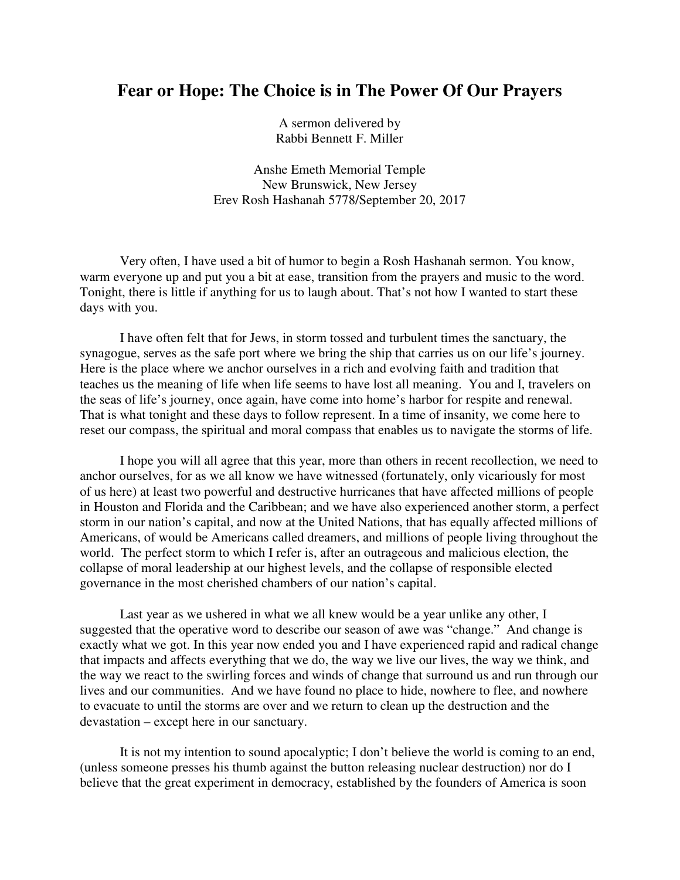# Fear or Hope: The Choice is in The Power Of Our Prayers

A sermon delivered by
Rabbi Bennett F. Miller

Anshe Emeth Memorial Temple
New Brunswick, New Jersey
Erev Rosh Hashanah 5778/September 20, 2017

Very often, I have used a bit of humor to begin a Rosh Hashanah sermon. You know, warm everyone up and put you a bit at ease, transition from the prayers and music to the word. Tonight, there is little if anything for us to laugh about. That's not how I wanted to start these days with you.

I have often felt that for Jews, in storm tossed and turbulent times the sanctuary, the synagogue, serves as the safe port where we bring the ship that carries us on our life's journey. Here is the place where we anchor ourselves in a rich and evolving faith and tradition that teaches us the meaning of life when life seems to have lost all meaning. You and I, travelers on the seas of life's journey, once again, have come into home's harbor for respite and renewal. That is what tonight and these days to follow represent. In a time of insanity, we come here to reset our compass, the spiritual and moral compass that enables us to navigate the storms of life.

I hope you will all agree that this year, more than others in recent recollection, we need to anchor ourselves, for as we all know we have witnessed (fortunately, only vicariously for most of us here) at least two powerful and destructive hurricanes that have affected millions of people in Houston and Florida and the Caribbean; and we have also experienced another storm, a perfect storm in our nation's capital, and now at the United Nations, that has equally affected millions of Americans, of would be Americans called dreamers, and millions of people living throughout the world. The perfect storm to which I refer is, after an outrageous and malicious election, the collapse of moral leadership at our highest levels, and the collapse of responsible elected governance in the most cherished chambers of our nation's capital.

Last year as we ushered in what we all knew would be a year unlike any other, I suggested that the operative word to describe our season of awe was "change." And change is exactly what we got. In this year now ended you and I have experienced rapid and radical change that impacts and affects everything that we do, the way we live our lives, the way we think, and the way we react to the swirling forces and winds of change that surround us and run through our lives and our communities. And we have found no place to hide, nowhere to flee, and nowhere to evacuate to until the storms are over and we return to clean up the destruction and the devastation – except here in our sanctuary.

It is not my intention to sound apocalyptic; I don't believe the world is coming to an end, (unless someone presses his thumb against the button releasing nuclear destruction) nor do I believe that the great experiment in democracy, established by the founders of America is soon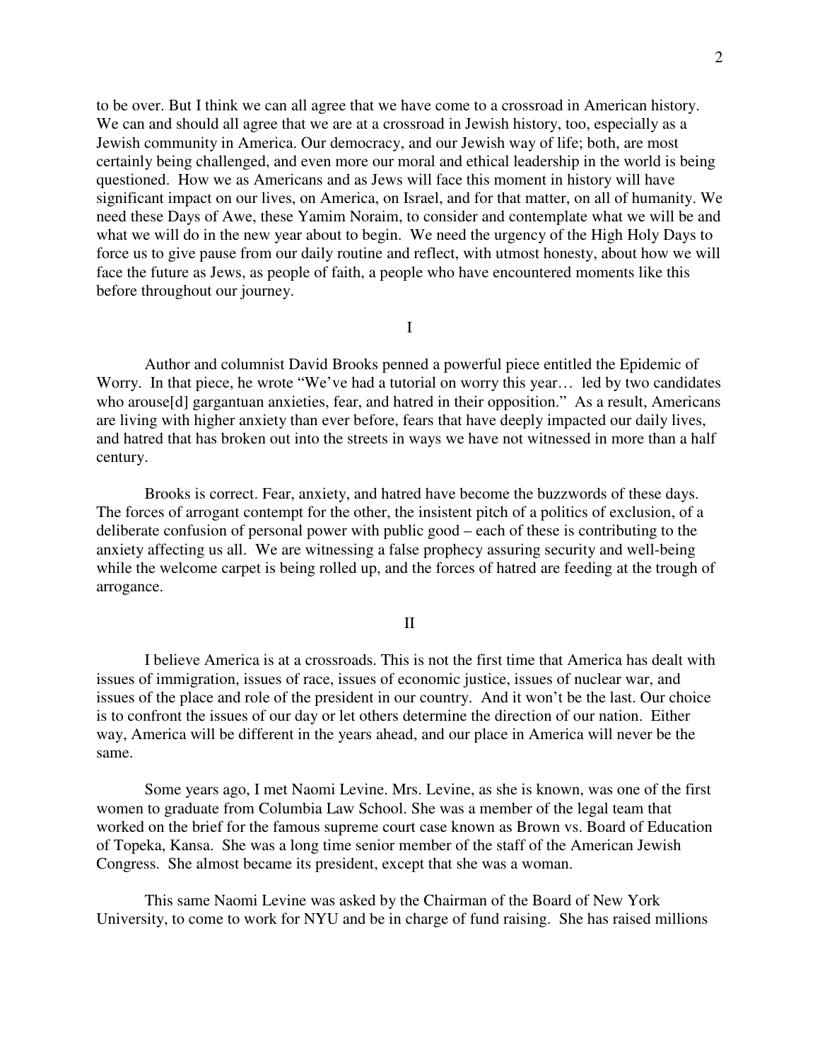to be over. But I think we can all agree that we have come to a crossroad in American history. We can and should all agree that we are at a crossroad in Jewish history, too, especially as a Jewish community in America. Our democracy, and our Jewish way of life; both, are most certainly being challenged, and even more our moral and ethical leadership in the world is being questioned. How we as Americans and as Jews will face this moment in history will have significant impact on our lives, on America, on Israel, and for that matter, on all of humanity. We need these Days of Awe, these Yamim Noraim, to consider and contemplate what we will be and what we will do in the new year about to begin. We need the urgency of the High Holy Days to force us to give pause from our daily routine and reflect, with utmost honesty, about how we will face the future as Jews, as people of faith, a people who have encountered moments like this before throughout our journey.

## I

Author and columnist David Brooks penned a powerful piece entitled the Epidemic of Worry. In that piece, he wrote "We've had a tutorial on worry this year… led by two candidates who arouse[d] gargantuan anxieties, fear, and hatred in their opposition." As a result, Americans are living with higher anxiety than ever before, fears that have deeply impacted our daily lives, and hatred that has broken out into the streets in ways we have not witnessed in more than a half century.

Brooks is correct. Fear, anxiety, and hatred have become the buzzwords of these days. The forces of arrogant contempt for the other, the insistent pitch of a politics of exclusion, of a deliberate confusion of personal power with public good – each of these is contributing to the anxiety affecting us all. We are witnessing a false prophecy assuring security and well-being while the welcome carpet is being rolled up, and the forces of hatred are feeding at the trough of arrogance.

## II

I believe America is at a crossroads. This is not the first time that America has dealt with issues of immigration, issues of race, issues of economic justice, issues of nuclear war, and issues of the place and role of the president in our country. And it won't be the last. Our choice is to confront the issues of our day or let others determine the direction of our nation. Either way, America will be different in the years ahead, and our place in America will never be the same.

Some years ago, I met Naomi Levine. Mrs. Levine, as she is known, was one of the first women to graduate from Columbia Law School. She was a member of the legal team that worked on the brief for the famous supreme court case known as Brown vs. Board of Education of Topeka, Kansa. She was a long time senior member of the staff of the American Jewish Congress. She almost became its president, except that she was a woman.

This same Naomi Levine was asked by the Chairman of the Board of New York University, to come to work for NYU and be in charge of fund raising. She has raised millions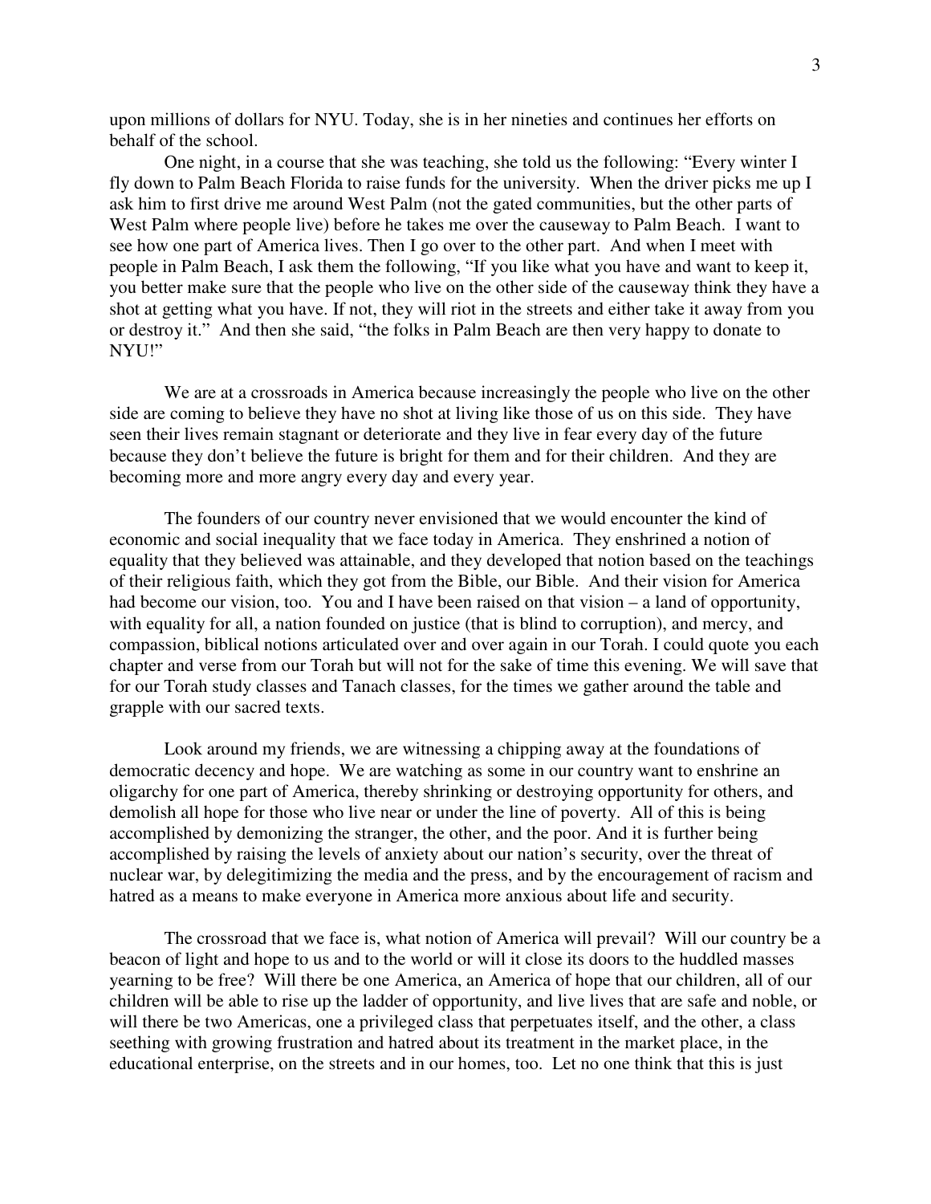upon millions of dollars for NYU. Today, she is in her nineties and continues her efforts on behalf of the school.

One night, in a course that she was teaching, she told us the following: "Every winter I fly down to Palm Beach Florida to raise funds for the university. When the driver picks me up I ask him to first drive me around West Palm (not the gated communities, but the other parts of West Palm where people live) before he takes me over the causeway to Palm Beach. I want to see how one part of America lives. Then I go over to the other part. And when I meet with people in Palm Beach, I ask them the following, "If you like what you have and want to keep it, you better make sure that the people who live on the other side of the causeway think they have a shot at getting what you have. If not, they will riot in the streets and either take it away from you or destroy it." And then she said, "the folks in Palm Beach are then very happy to donate to NYU!"

We are at a crossroads in America because increasingly the people who live on the other side are coming to believe they have no shot at living like those of us on this side. They have seen their lives remain stagnant or deteriorate and they live in fear every day of the future because they don't believe the future is bright for them and for their children. And they are becoming more and more angry every day and every year.

The founders of our country never envisioned that we would encounter the kind of economic and social inequality that we face today in America. They enshrined a notion of equality that they believed was attainable, and they developed that notion based on the teachings of their religious faith, which they got from the Bible, our Bible. And their vision for America had become our vision, too. You and I have been raised on that vision – a land of opportunity, with equality for all, a nation founded on justice (that is blind to corruption), and mercy, and compassion, biblical notions articulated over and over again in our Torah. I could quote you each chapter and verse from our Torah but will not for the sake of time this evening. We will save that for our Torah study classes and Tanach classes, for the times we gather around the table and grapple with our sacred texts.

Look around my friends, we are witnessing a chipping away at the foundations of democratic decency and hope. We are watching as some in our country want to enshrine an oligarchy for one part of America, thereby shrinking or destroying opportunity for others, and demolish all hope for those who live near or under the line of poverty. All of this is being accomplished by demonizing the stranger, the other, and the poor. And it is further being accomplished by raising the levels of anxiety about our nation's security, over the threat of nuclear war, by delegitimizing the media and the press, and by the encouragement of racism and hatred as a means to make everyone in America more anxious about life and security.

The crossroad that we face is, what notion of America will prevail? Will our country be a beacon of light and hope to us and to the world or will it close its doors to the huddled masses yearning to be free? Will there be one America, an America of hope that our children, all of our children will be able to rise up the ladder of opportunity, and live lives that are safe and noble, or will there be two Americas, one a privileged class that perpetuates itself, and the other, a class seething with growing frustration and hatred about its treatment in the market place, in the educational enterprise, on the streets and in our homes, too. Let no one think that this is just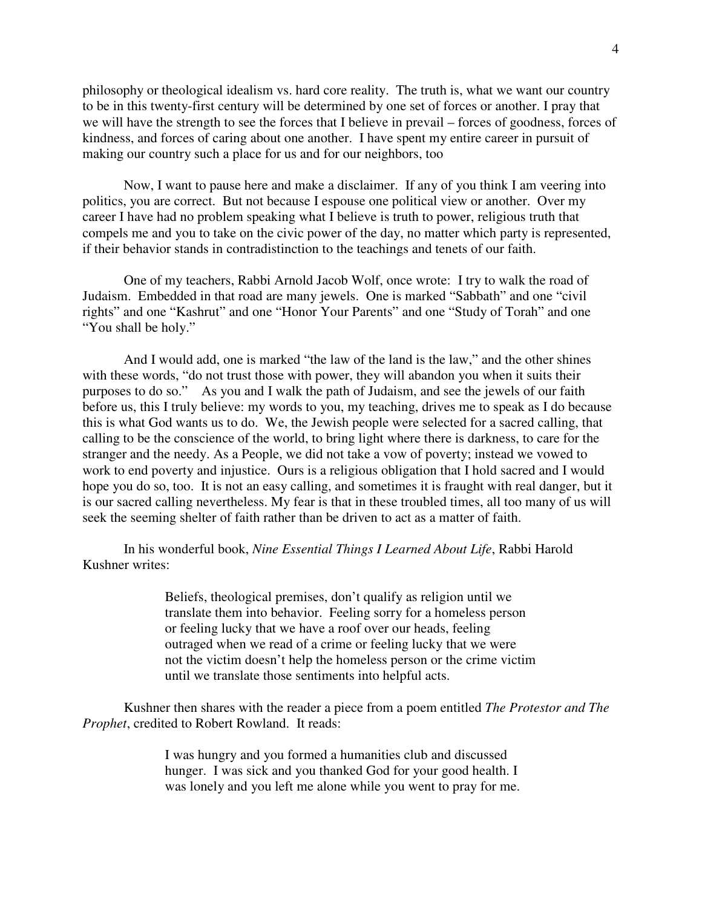philosophy or theological idealism vs. hard core reality. The truth is, what we want our country to be in this twenty-first century will be determined by one set of forces or another. I pray that we will have the strength to see the forces that I believe in prevail – forces of goodness, forces of kindness, and forces of caring about one another. I have spent my entire career in pursuit of making our country such a place for us and for our neighbors, too

Now, I want to pause here and make a disclaimer. If any of you think I am veering into politics, you are correct. But not because I espouse one political view or another. Over my career I have had no problem speaking what I believe is truth to power, religious truth that compels me and you to take on the civic power of the day, no matter which party is represented, if their behavior stands in contradistinction to the teachings and tenets of our faith.

One of my teachers, Rabbi Arnold Jacob Wolf, once wrote: I try to walk the road of Judaism. Embedded in that road are many jewels. One is marked "Sabbath" and one "civil rights" and one "Kashrut" and one "Honor Your Parents" and one "Study of Torah" and one "You shall be holy."

And I would add, one is marked "the law of the land is the law," and the other shines with these words, "do not trust those with power, they will abandon you when it suits their purposes to do so." As you and I walk the path of Judaism, and see the jewels of our faith before us, this I truly believe: my words to you, my teaching, drives me to speak as I do because this is what God wants us to do. We, the Jewish people were selected for a sacred calling, that calling to be the conscience of the world, to bring light where there is darkness, to care for the stranger and the needy. As a People, we did not take a vow of poverty; instead we vowed to work to end poverty and injustice. Ours is a religious obligation that I hold sacred and I would hope you do so, too. It is not an easy calling, and sometimes it is fraught with real danger, but it is our sacred calling nevertheless. My fear is that in these troubled times, all too many of us will seek the seeming shelter of faith rather than be driven to act as a matter of faith.

In his wonderful book, *Nine Essential Things I Learned About Life*, Rabbi Harold Kushner writes:

> Beliefs, theological premises, don't qualify as religion until we translate them into behavior. Feeling sorry for a homeless person or feeling lucky that we have a roof over our heads, feeling outraged when we read of a crime or feeling lucky that we were not the victim doesn't help the homeless person or the crime victim until we translate those sentiments into helpful acts.

Kushner then shares with the reader a piece from a poem entitled *The Protestor and The Prophet*, credited to Robert Rowland. It reads:

> I was hungry and you formed a humanities club and discussed hunger. I was sick and you thanked God for your good health. I was lonely and you left me alone while you went to pray for me.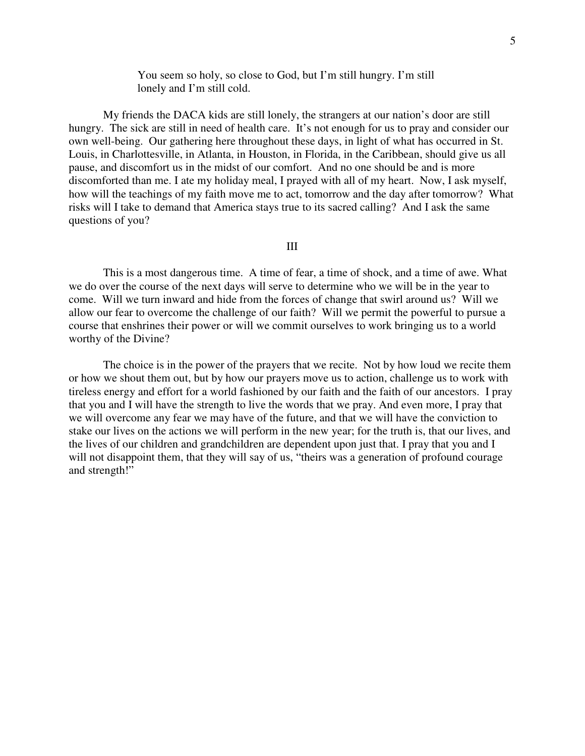> You seem so holy, so close to God, but I'm still hungry. I'm still lonely and I'm still cold.

My friends the DACA kids are still lonely, the strangers at our nation's door are still hungry. The sick are still in need of health care. It's not enough for us to pray and consider our own well-being. Our gathering here throughout these days, in light of what has occurred in St. Louis, in Charlottesville, in Atlanta, in Houston, in Florida, in the Caribbean, should give us all pause, and discomfort us in the midst of our comfort. And no one should be and is more discomforted than me. I ate my holiday meal, I prayed with all of my heart. Now, I ask myself, how will the teachings of my faith move me to act, tomorrow and the day after tomorrow? What risks will I take to demand that America stays true to its sacred calling? And I ask the same questions of you?

## III

This is a most dangerous time. A time of fear, a time of shock, and a time of awe. What we do over the course of the next days will serve to determine who we will be in the year to come. Will we turn inward and hide from the forces of change that swirl around us? Will we allow our fear to overcome the challenge of our faith? Will we permit the powerful to pursue a course that enshrines their power or will we commit ourselves to work bringing us to a world worthy of the Divine?

The choice is in the power of the prayers that we recite. Not by how loud we recite them or how we shout them out, but by how our prayers move us to action, challenge us to work with tireless energy and effort for a world fashioned by our faith and the faith of our ancestors. I pray that you and I will have the strength to live the words that we pray. And even more, I pray that we will overcome any fear we may have of the future, and that we will have the conviction to stake our lives on the actions we will perform in the new year; for the truth is, that our lives, and the lives of our children and grandchildren are dependent upon just that. I pray that you and I will not disappoint them, that they will say of us, "theirs was a generation of profound courage and strength!"